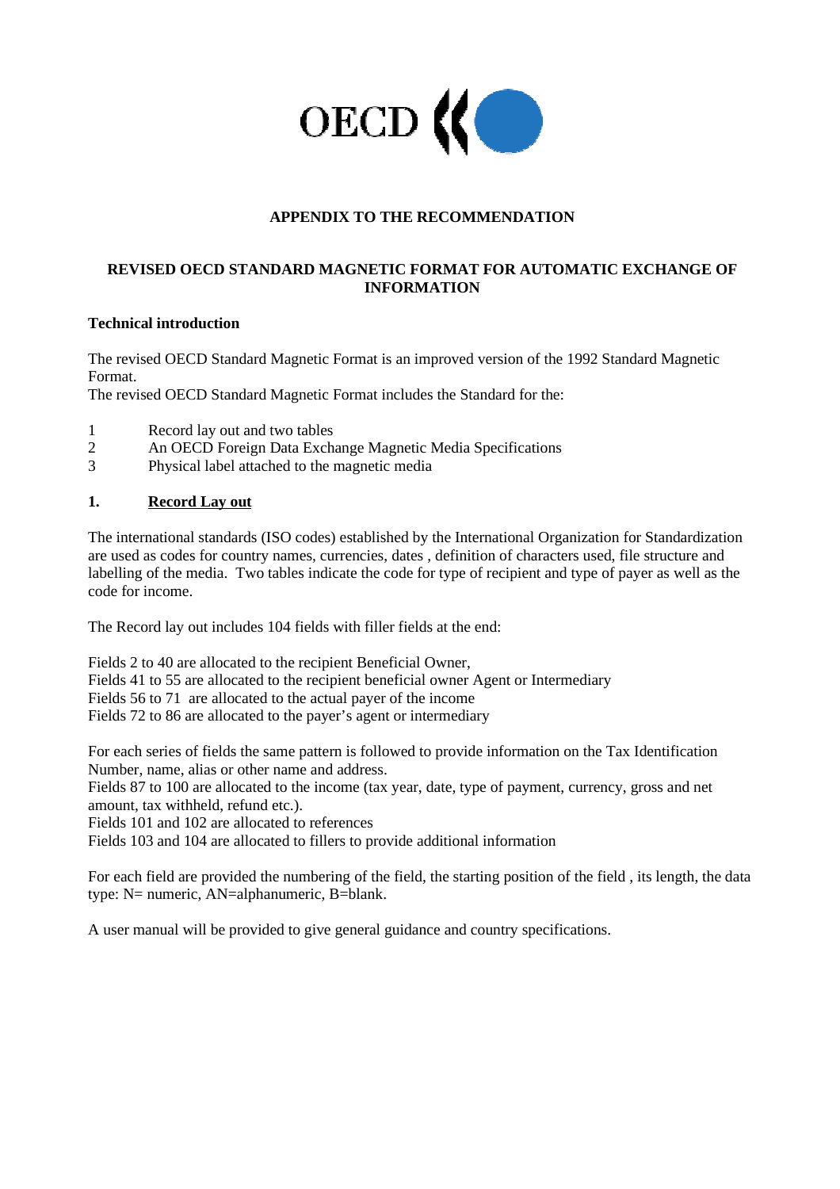OECD

**APPENDIX TO THE RECOMMENDATION**

**REVISED OECD STANDARD MAGNETIC FORMAT FOR AUTOMATIC EXCHANGE OF INFORMATION**

**Technical introduction**

The revised OECD Standard Magnetic Format is an improved version of the 1992 Standard Magnetic Format.
The revised OECD Standard Magnetic Format includes the Standard for the:

1. Record lay out and two tables
2. An OECD Foreign Data Exchange Magnetic Media Specifications
3. Physical label attached to the magnetic media

**1. Record Lay out**

The international standards (ISO codes) established by the International Organization for Standardization are used as codes for country names, currencies, dates , definition of characters used, file structure and labelling of the media. Two tables indicate the code for type of recipient and type of payer as well as the code for income.

The Record lay out includes 104 fields with filler fields at the end:

Fields 2 to 40 are allocated to the recipient Beneficial Owner,
Fields 41 to 55 are allocated to the recipient beneficial owner Agent or Intermediary
Fields 56 to 71 are allocated to the actual payer of the income
Fields 72 to 86 are allocated to the payer's agent or intermediary

For each series of fields the same pattern is followed to provide information on the Tax Identification Number, name, alias or other name and address.
Fields 87 to 100 are allocated to the income (tax year, date, type of payment, currency, gross and net amount, tax withheld, refund etc.).
Fields 101 and 102 are allocated to references
Fields 103 and 104 are allocated to fillers to provide additional information

For each field are provided the numbering of the field, the starting position of the field , its length, the data type: N= numeric, AN=alphanumeric, B=blank.

A user manual will be provided to give general guidance and country specifications.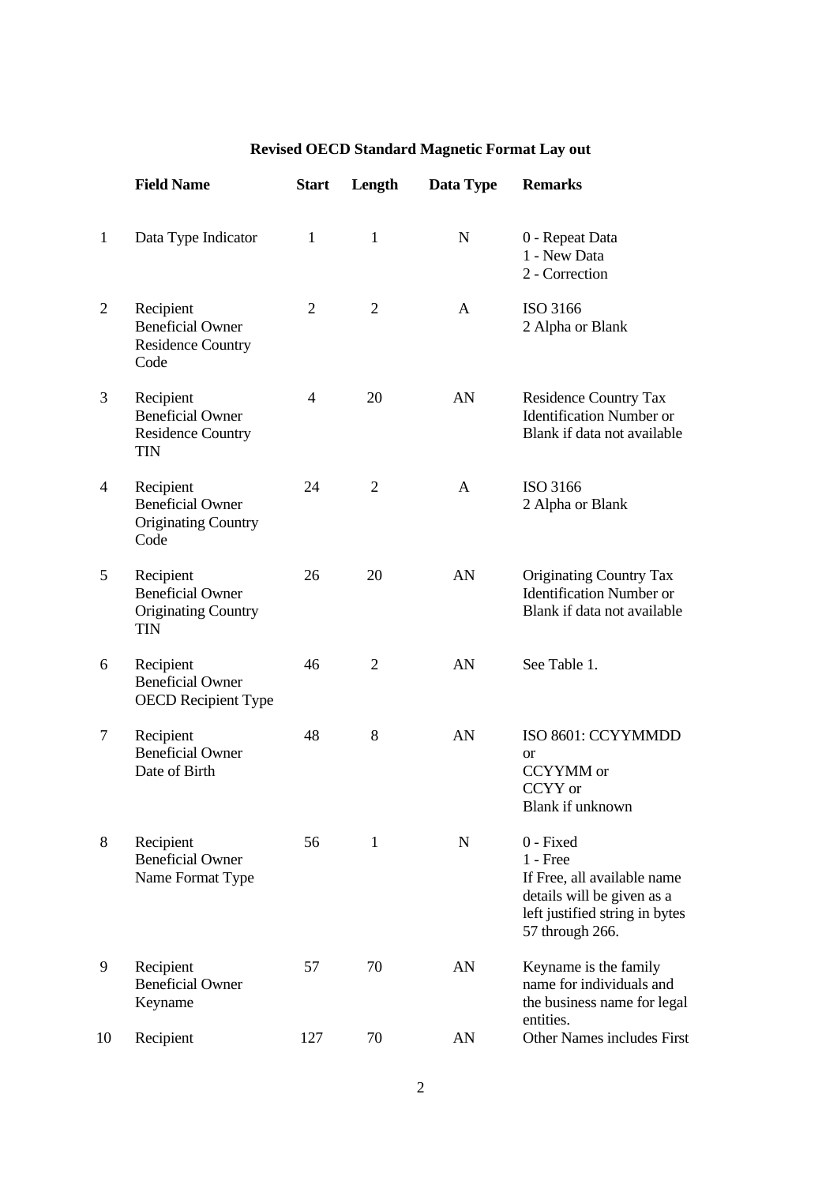**Revised OECD Standard Magnetic Format Lay out**

| | Field Name | Start | Length | Data Type | Remarks |
|---|---|---|---|---|---|
| 1 | Data Type Indicator | 1 | 1 | N | 0 - Repeat Data<br>1 - New Data<br>2 - Correction |
| 2 | Recipient Beneficial Owner Residence Country Code | 2 | 2 | A | ISO 3166<br>2 Alpha or Blank |
| 3 | Recipient Beneficial Owner Residence Country TIN | 4 | 20 | AN | Residence Country Tax Identification Number or Blank if data not available |
| 4 | Recipient Beneficial Owner Originating Country Code | 24 | 2 | A | ISO 3166<br>2 Alpha or Blank |
| 5 | Recipient Beneficial Owner Originating Country TIN | 26 | 20 | AN | Originating Country Tax Identification Number or Blank if data not available |
| 6 | Recipient Beneficial Owner OECD Recipient Type | 46 | 2 | AN | See Table 1. |
| 7 | Recipient Beneficial Owner Date of Birth | 48 | 8 | AN | ISO 8601: CCYYMMDD or<br>CCYYMM or<br>CCYY or<br>Blank if unknown |
| 8 | Recipient Beneficial Owner Name Format Type | 56 | 1 | N | 0 - Fixed<br>1 - Free<br>If Free, all available name details will be given as a left justified string in bytes 57 through 266. |
| 9 | Recipient Beneficial Owner Keyname | 57 | 70 | AN | Keyname is the family name for individuals and the business name for legal entities. |
| 10 | Recipient | 127 | 70 | AN | Other Names includes First |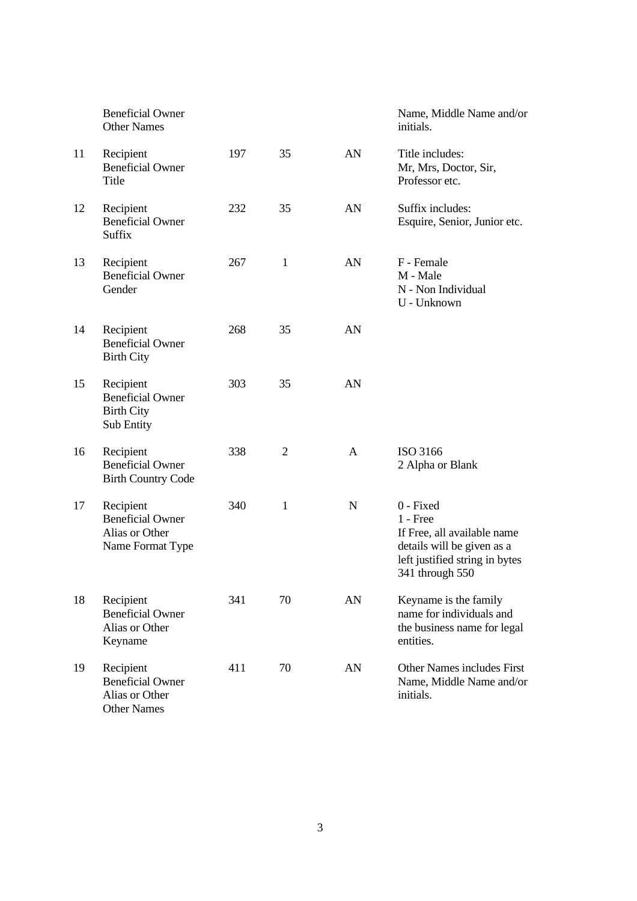| | | | | | |
|---|---|---|---|---|---|
| | Beneficial Owner Other Names | | | | Name, Middle Name and/or initials. |
| 11 | Recipient Beneficial Owner Title | 197 | 35 | AN | Title includes: Mr, Mrs, Doctor, Sir, Professor etc. |
| 12 | Recipient Beneficial Owner Suffix | 232 | 35 | AN | Suffix includes: Esquire, Senior, Junior etc. |
| 13 | Recipient Beneficial Owner Gender | 267 | 1 | AN | F - Female<br>M - Male<br>N - Non Individual<br>U - Unknown |
| 14 | Recipient Beneficial Owner Birth City | 268 | 35 | AN | |
| 15 | Recipient Beneficial Owner Birth City Sub Entity | 303 | 35 | AN | |
| 16 | Recipient Beneficial Owner Birth Country Code | 338 | 2 | A | ISO 3166<br>2 Alpha or Blank |
| 17 | Recipient Beneficial Owner Alias or Other Name Format Type | 340 | 1 | N | 0 - Fixed<br>1 - Free<br>If Free, all available name details will be given as a left justified string in bytes 341 through 550 |
| 18 | Recipient Beneficial Owner Alias or Other Keyname | 341 | 70 | AN | Keyname is the family name for individuals and the business name for legal entities. |
| 19 | Recipient Beneficial Owner Alias or Other Other Names | 411 | 70 | AN | Other Names includes First Name, Middle Name and/or initials. |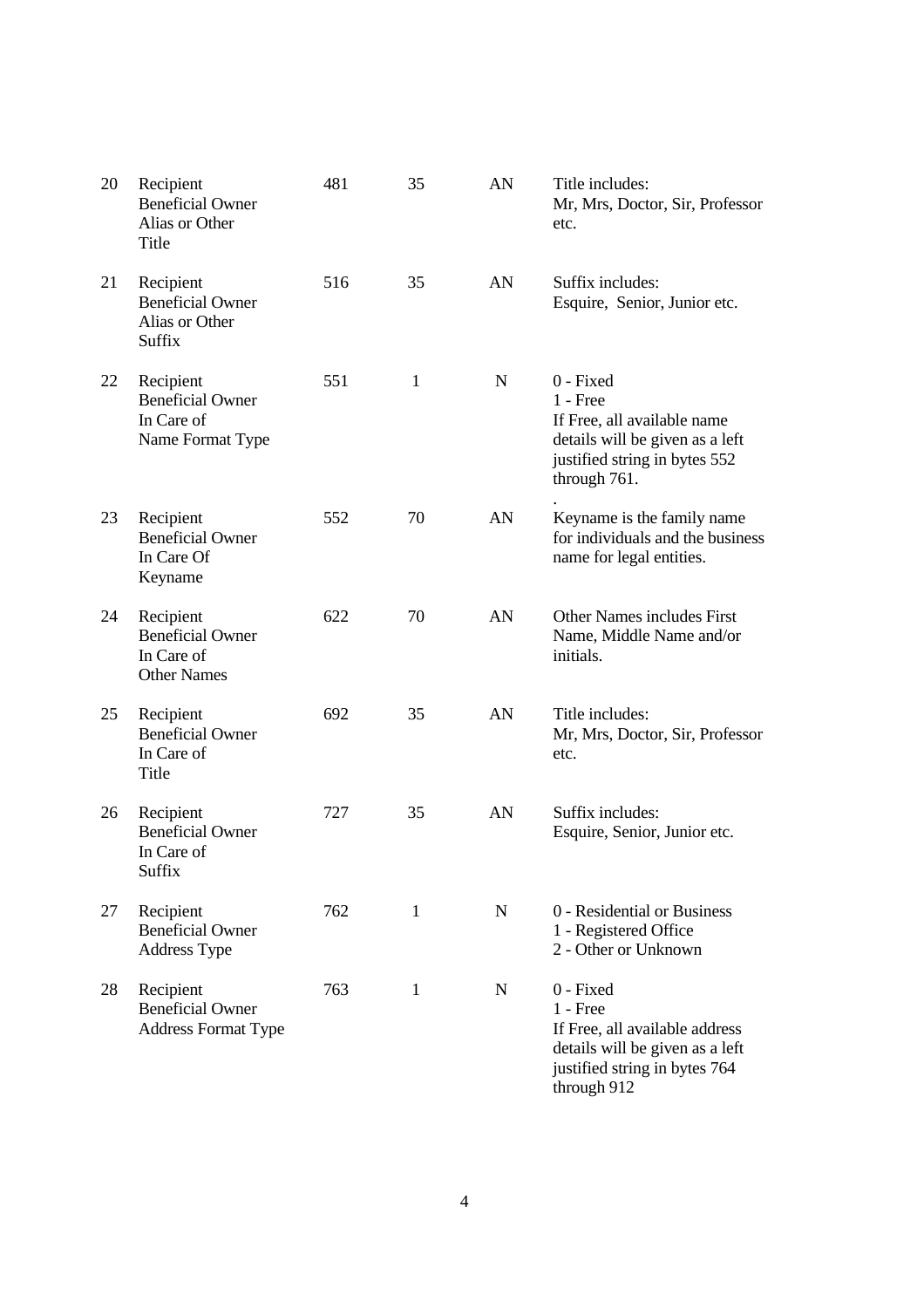| | | | | | |
|---|---|---|---|---|---|
| 20 | Recipient Beneficial Owner Alias or Other Title | 481 | 35 | AN | Title includes: Mr, Mrs, Doctor, Sir, Professor etc. |
| 21 | Recipient Beneficial Owner Alias or Other Suffix | 516 | 35 | AN | Suffix includes: Esquire, Senior, Junior etc. |
| 22 | Recipient Beneficial Owner In Care of Name Format Type | 551 | 1 | N | 0 - Fixed<br>1 - Free<br>If Free, all available name details will be given as a left justified string in bytes 552 through 761.<br>. |
| 23 | Recipient Beneficial Owner In Care Of Keyname | 552 | 70 | AN | Keyname is the family name for individuals and the business name for legal entities. |
| 24 | Recipient Beneficial Owner In Care of Other Names | 622 | 70 | AN | Other Names includes First Name, Middle Name and/or initials. |
| 25 | Recipient Beneficial Owner In Care of Title | 692 | 35 | AN | Title includes: Mr, Mrs, Doctor, Sir, Professor etc. |
| 26 | Recipient Beneficial Owner In Care of Suffix | 727 | 35 | AN | Suffix includes: Esquire, Senior, Junior etc. |
| 27 | Recipient Beneficial Owner Address Type | 762 | 1 | N | 0 - Residential or Business<br>1 - Registered Office<br>2 - Other or Unknown |
| 28 | Recipient Beneficial Owner Address Format Type | 763 | 1 | N | 0 - Fixed<br>1 - Free<br>If Free, all available address details will be given as a left justified string in bytes 764 through 912 |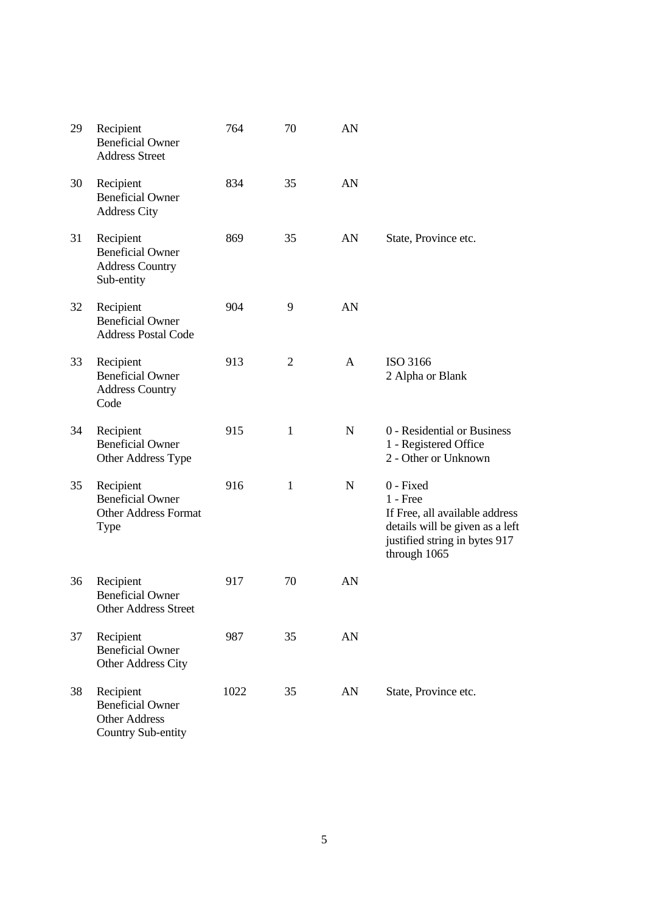| | | | | | |
|---|---|---|---|---|---|
| 29 | Recipient Beneficial Owner Address Street | 764 | 70 | AN | |
| 30 | Recipient Beneficial Owner Address City | 834 | 35 | AN | |
| 31 | Recipient Beneficial Owner Address Country Sub-entity | 869 | 35 | AN | State, Province etc. |
| 32 | Recipient Beneficial Owner Address Postal Code | 904 | 9 | AN | |
| 33 | Recipient Beneficial Owner Address Country Code | 913 | 2 | A | ISO 3166<br>2 Alpha or Blank |
| 34 | Recipient Beneficial Owner Other Address Type | 915 | 1 | N | 0 - Residential or Business<br>1 - Registered Office<br>2 - Other or Unknown |
| 35 | Recipient Beneficial Owner Other Address Format Type | 916 | 1 | N | 0 - Fixed<br>1 - Free<br>If Free, all available address details will be given as a left justified string in bytes 917 through 1065 |
| 36 | Recipient Beneficial Owner Other Address Street | 917 | 70 | AN | |
| 37 | Recipient Beneficial Owner Other Address City | 987 | 35 | AN | |
| 38 | Recipient Beneficial Owner Other Address Country Sub-entity | 1022 | 35 | AN | State, Province etc. |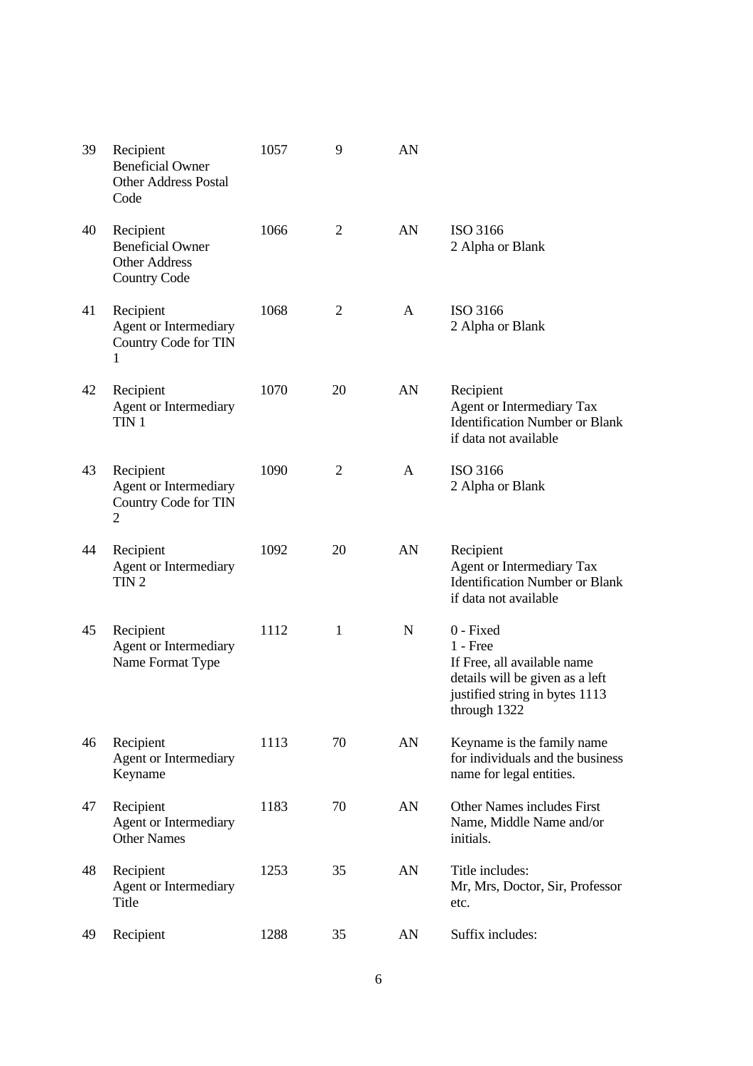| | | | | | |
|---|---|---|---|---|---|
| 39 | Recipient Beneficial Owner Other Address Postal Code | 1057 | 9 | AN | |
| 40 | Recipient Beneficial Owner Other Address Country Code | 1066 | 2 | AN | ISO 3166 2 Alpha or Blank |
| 41 | Recipient Agent or Intermediary Country Code for TIN 1 | 1068 | 2 | A | ISO 3166 2 Alpha or Blank |
| 42 | Recipient Agent or Intermediary TIN 1 | 1070 | 20 | AN | Recipient Agent or Intermediary Tax Identification Number or Blank if data not available |
| 43 | Recipient Agent or Intermediary Country Code for TIN 2 | 1090 | 2 | A | ISO 3166 2 Alpha or Blank |
| 44 | Recipient Agent or Intermediary TIN 2 | 1092 | 20 | AN | Recipient Agent or Intermediary Tax Identification Number or Blank if data not available |
| 45 | Recipient Agent or Intermediary Name Format Type | 1112 | 1 | N | 0 - Fixed<br>1 - Free<br>If Free, all available name details will be given as a left justified string in bytes 1113 through 1322 |
| 46 | Recipient Agent or Intermediary Keyname | 1113 | 70 | AN | Keyname is the family name for individuals and the business name for legal entities. |
| 47 | Recipient Agent or Intermediary Other Names | 1183 | 70 | AN | Other Names includes First Name, Middle Name and/or initials. |
| 48 | Recipient Agent or Intermediary Title | 1253 | 35 | AN | Title includes: Mr, Mrs, Doctor, Sir, Professor etc. |
| 49 | Recipient | 1288 | 35 | AN | Suffix includes: |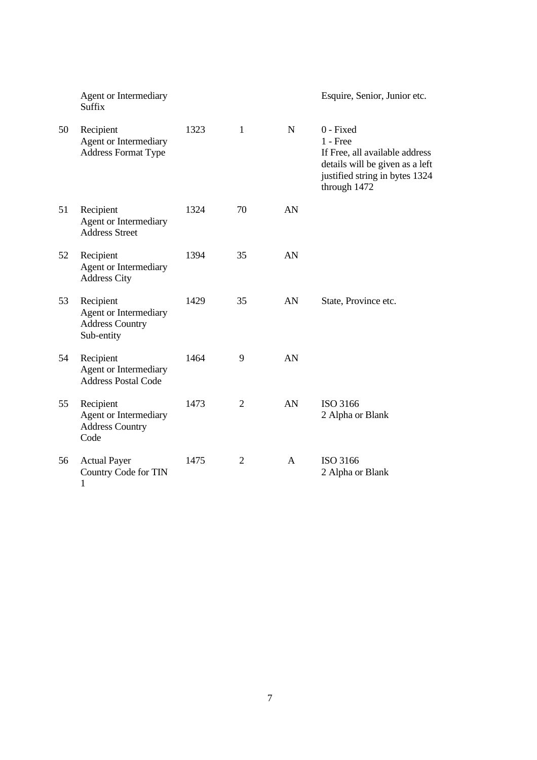| | | | | | |
|---|---|---|---|---|---|
| | Agent or Intermediary Suffix | | | | Esquire, Senior, Junior etc. |
| 50 | Recipient Agent or Intermediary Address Format Type | 1323 | 1 | N | 0 - Fixed<br>1 - Free<br>If Free, all available address details will be given as a left justified string in bytes 1324 through 1472 |
| 51 | Recipient Agent or Intermediary Address Street | 1324 | 70 | AN | |
| 52 | Recipient Agent or Intermediary Address City | 1394 | 35 | AN | |
| 53 | Recipient Agent or Intermediary Address Country Sub-entity | 1429 | 35 | AN | State, Province etc. |
| 54 | Recipient Agent or Intermediary Address Postal Code | 1464 | 9 | AN | |
| 55 | Recipient Agent or Intermediary Address Country Code | 1473 | 2 | AN | ISO 3166<br>2 Alpha or Blank |
| 56 | Actual Payer Country Code for TIN 1 | 1475 | 2 | A | ISO 3166<br>2 Alpha or Blank |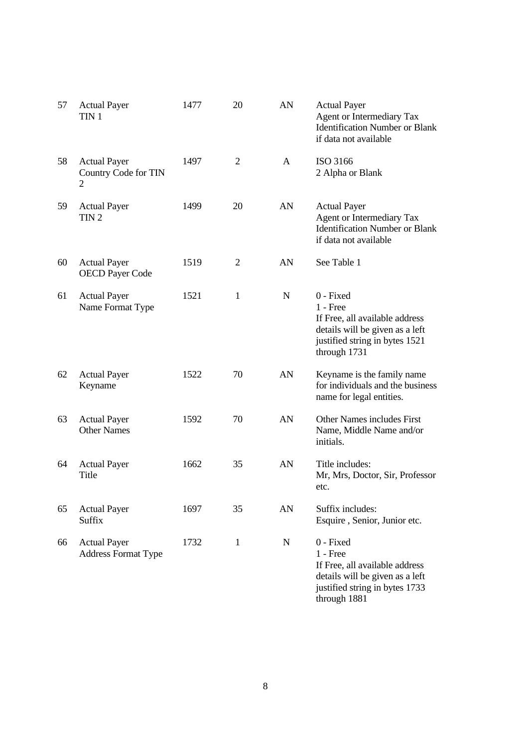| | | | | | |
|---|---|---|---|---|---|
| 57 | Actual Payer TIN 1 | 1477 | 20 | AN | Actual Payer Agent or Intermediary Tax Identification Number or Blank if data not available |
| 58 | Actual Payer Country Code for TIN 2 | 1497 | 2 | A | ISO 3166 2 Alpha or Blank |
| 59 | Actual Payer TIN 2 | 1499 | 20 | AN | Actual Payer Agent or Intermediary Tax Identification Number or Blank if data not available |
| 60 | Actual Payer OECD Payer Code | 1519 | 2 | AN | See Table 1 |
| 61 | Actual Payer Name Format Type | 1521 | 1 | N | 0 - Fixed<br>1 - Free<br>If Free, all available address details will be given as a left justified string in bytes 1521 through 1731 |
| 62 | Actual Payer Keyname | 1522 | 70 | AN | Keyname is the family name for individuals and the business name for legal entities. |
| 63 | Actual Payer Other Names | 1592 | 70 | AN | Other Names includes First Name, Middle Name and/or initials. |
| 64 | Actual Payer Title | 1662 | 35 | AN | Title includes: Mr, Mrs, Doctor, Sir, Professor etc. |
| 65 | Actual Payer Suffix | 1697 | 35 | AN | Suffix includes: Esquire , Senior, Junior etc. |
| 66 | Actual Payer Address Format Type | 1732 | 1 | N | 0 - Fixed<br>1 - Free<br>If Free, all available address details will be given as a left justified string in bytes 1733 through 1881 |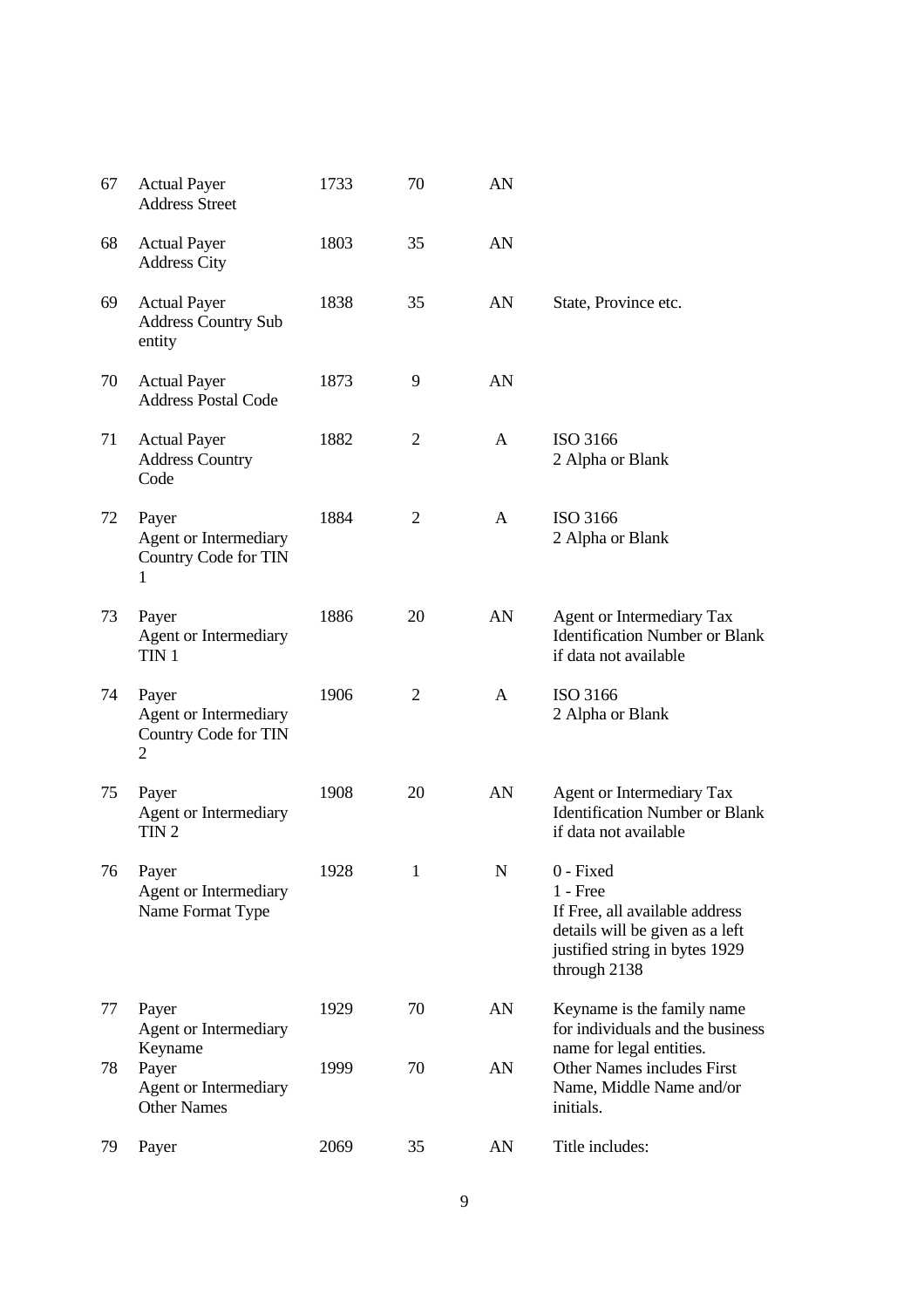| | | | | | |
|---|---|---|---|---|---|
| 67 | Actual Payer Address Street | 1733 | 70 | AN | |
| 68 | Actual Payer Address City | 1803 | 35 | AN | |
| 69 | Actual Payer Address Country Sub entity | 1838 | 35 | AN | State, Province etc. |
| 70 | Actual Payer Address Postal Code | 1873 | 9 | AN | |
| 71 | Actual Payer Address Country Code | 1882 | 2 | A | ISO 3166<br>2 Alpha or Blank |
| 72 | Payer<br>Agent or Intermediary Country Code for TIN 1 | 1884 | 2 | A | ISO 3166<br>2 Alpha or Blank |
| 73 | Payer<br>Agent or Intermediary TIN 1 | 1886 | 20 | AN | Agent or Intermediary Tax Identification Number or Blank if data not available |
| 74 | Payer<br>Agent or Intermediary Country Code for TIN 2 | 1906 | 2 | A | ISO 3166<br>2 Alpha or Blank |
| 75 | Payer<br>Agent or Intermediary TIN 2 | 1908 | 20 | AN | Agent or Intermediary Tax Identification Number or Blank if data not available |
| 76 | Payer<br>Agent or Intermediary Name Format Type | 1928 | 1 | N | 0 - Fixed<br>1 - Free<br>If Free, all available address details will be given as a left justified string in bytes 1929 through 2138 |
| 77 | Payer<br>Agent or Intermediary Keyname | 1929 | 70 | AN | Keyname is the family name for individuals and the business name for legal entities. |
| 78 | Payer<br>Agent or Intermediary Other Names | 1999 | 70 | AN | Other Names includes First Name, Middle Name and/or initials. |
| 79 | Payer | 2069 | 35 | AN | Title includes: |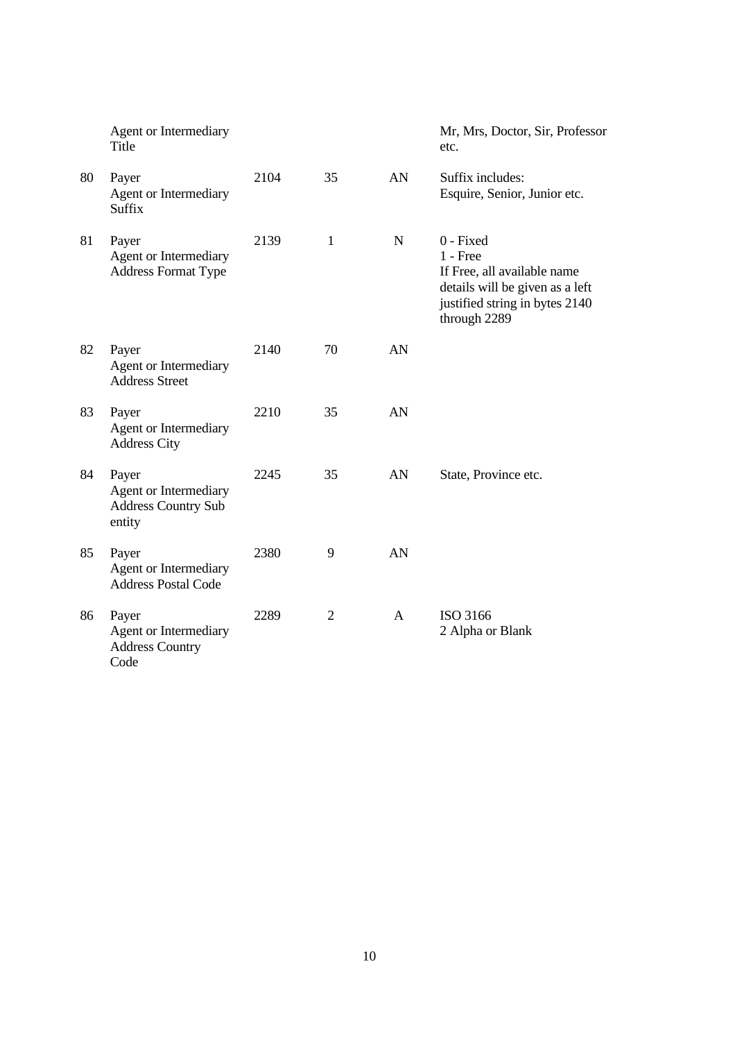| | | | | | |
|---|---|---|---|---|---|
| | Agent or Intermediary Title | | | | Mr, Mrs, Doctor, Sir, Professor etc. |
| 80 | Payer Agent or Intermediary Suffix | 2104 | 35 | AN | Suffix includes: Esquire, Senior, Junior etc. |
| 81 | Payer Agent or Intermediary Address Format Type | 2139 | 1 | N | 0 - Fixed<br>1 - Free<br>If Free, all available name details will be given as a left justified string in bytes 2140 through 2289 |
| 82 | Payer Agent or Intermediary Address Street | 2140 | 70 | AN | |
| 83 | Payer Agent or Intermediary Address City | 2210 | 35 | AN | |
| 84 | Payer Agent or Intermediary Address Country Sub entity | 2245 | 35 | AN | State, Province etc. |
| 85 | Payer Agent or Intermediary Address Postal Code | 2380 | 9 | AN | |
| 86 | Payer Agent or Intermediary Address Country Code | 2289 | 2 | A | ISO 3166<br>2 Alpha or Blank |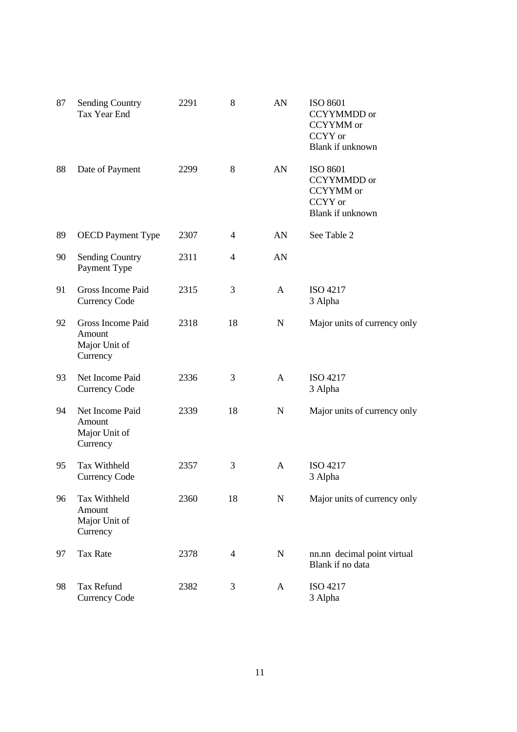| | | | | | |
|---|---|---|---|---|---|
| 87 | Sending Country Tax Year End | 2291 | 8 | AN | ISO 8601 CCYYMMDD or CCYYMM or CCYY or Blank if unknown |
| 88 | Date of Payment | 2299 | 8 | AN | ISO 8601 CCYYMMDD or CCYYMM or CCYY or Blank if unknown |
| 89 | OECD Payment Type | 2307 | 4 | AN | See Table 2 |
| 90 | Sending Country Payment Type | 2311 | 4 | AN | |
| 91 | Gross Income Paid Currency Code | 2315 | 3 | A | ISO 4217 3 Alpha |
| 92 | Gross Income Paid Amount Major Unit of Currency | 2318 | 18 | N | Major units of currency only |
| 93 | Net Income Paid Currency Code | 2336 | 3 | A | ISO 4217 3 Alpha |
| 94 | Net Income Paid Amount Major Unit of Currency | 2339 | 18 | N | Major units of currency only |
| 95 | Tax Withheld Currency Code | 2357 | 3 | A | ISO 4217 3 Alpha |
| 96 | Tax Withheld Amount Major Unit of Currency | 2360 | 18 | N | Major units of currency only |
| 97 | Tax Rate | 2378 | 4 | N | nn.nn decimal point virtual Blank if no data |
| 98 | Tax Refund Currency Code | 2382 | 3 | A | ISO 4217 3 Alpha |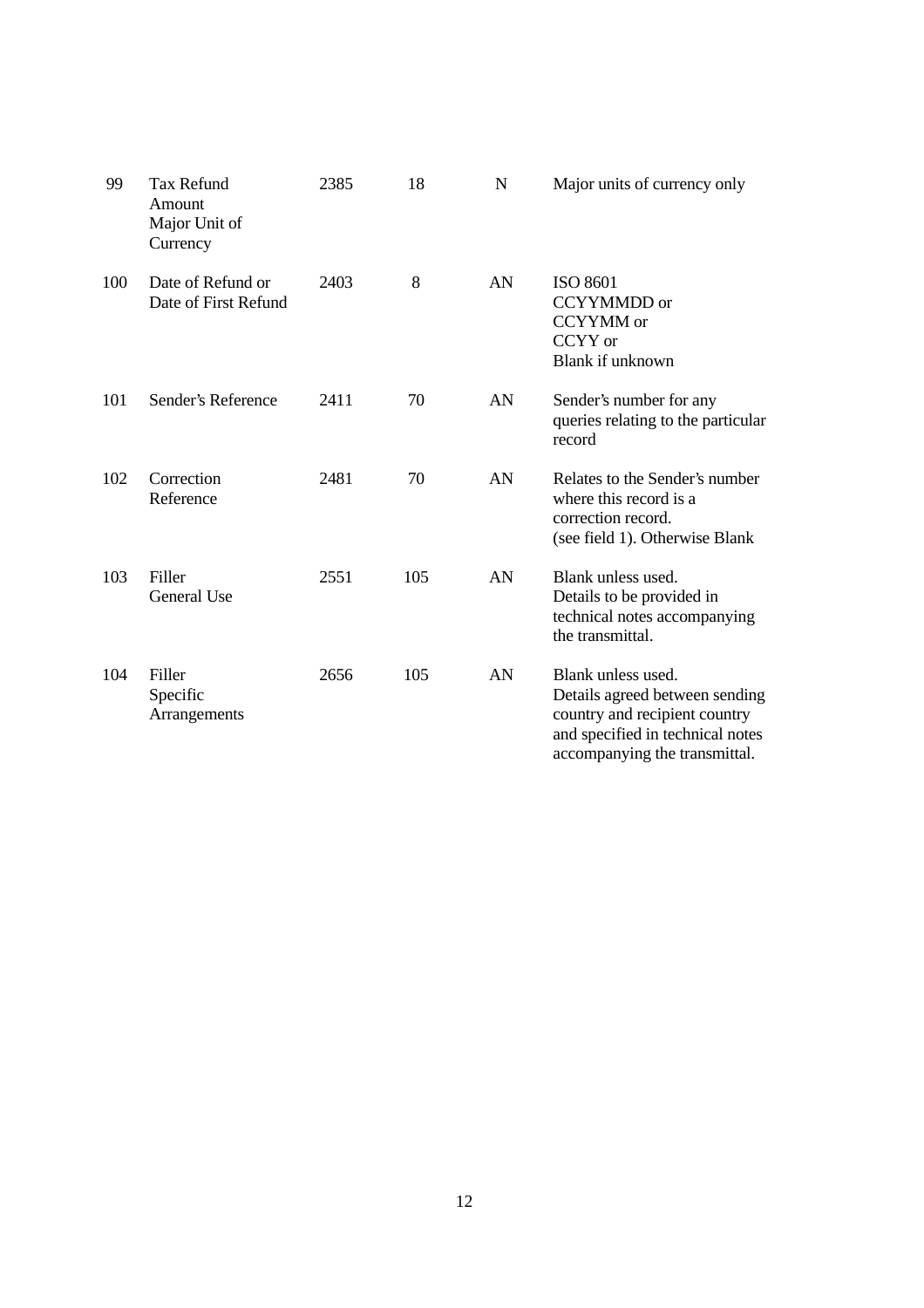| | | | | | |
|---|---|---|---|---|---|
| 99 | Tax Refund Amount Major Unit of Currency | 2385 | 18 | N | Major units of currency only |
| 100 | Date of Refund or Date of First Refund | 2403 | 8 | AN | ISO 8601<br>CCYYMMDD or<br>CCYYMM or<br>CCYY or<br>Blank if unknown |
| 101 | Sender's Reference | 2411 | 70 | AN | Sender's number for any queries relating to the particular record |
| 102 | Correction Reference | 2481 | 70 | AN | Relates to the Sender's number where this record is a correction record.<br>(see field 1). Otherwise Blank |
| 103 | Filler General Use | 2551 | 105 | AN | Blank unless used.<br>Details to be provided in technical notes accompanying the transmittal. |
| 104 | Filler Specific Arrangements | 2656 | 105 | AN | Blank unless used.<br>Details agreed between sending country and recipient country and specified in technical notes accompanying the transmittal. |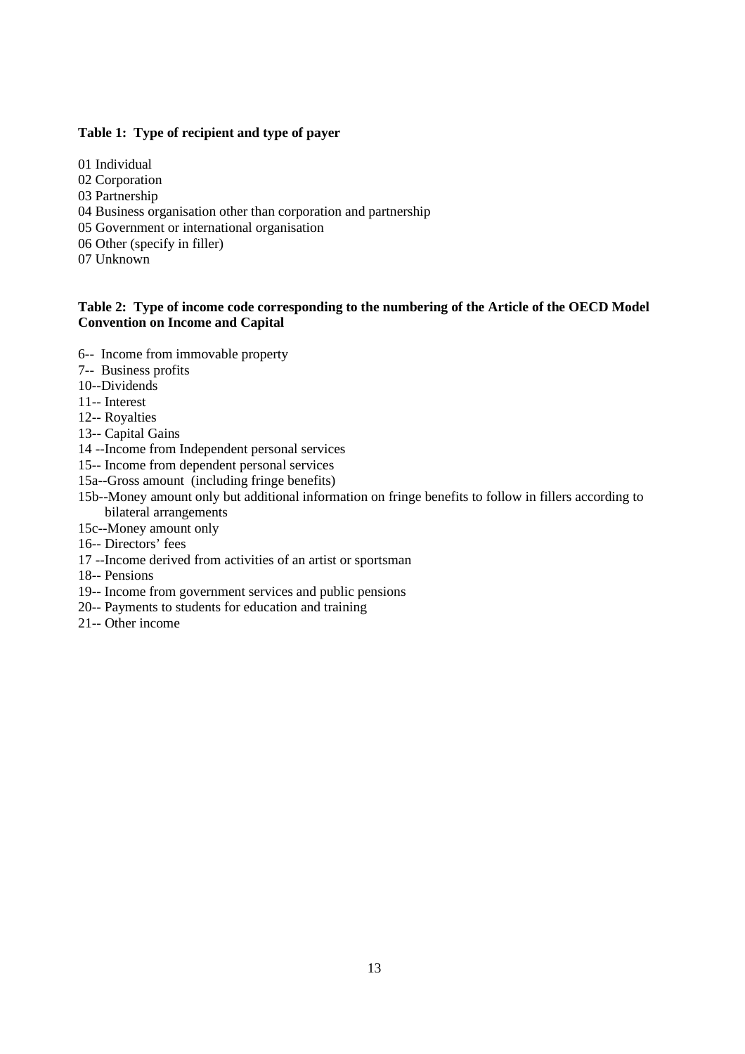**Table 1: Type of recipient and type of payer**

01 Individual
02 Corporation
03 Partnership
04 Business organisation other than corporation and partnership
05 Government or international organisation
06 Other (specify in filler)
07 Unknown

**Table 2: Type of income code corresponding to the numbering of the Article of the OECD Model Convention on Income and Capital**

6-- Income from immovable property
7-- Business profits
10--Dividends
11-- Interest
12-- Royalties
13-- Capital Gains
14 --Income from Independent personal services
15-- Income from dependent personal services
15a--Gross amount (including fringe benefits)
15b--Money amount only but additional information on fringe benefits to follow in fillers according to bilateral arrangements
15c--Money amount only
16-- Directors' fees
17 --Income derived from activities of an artist or sportsman
18-- Pensions
19-- Income from government services and public pensions
20-- Payments to students for education and training
21-- Other income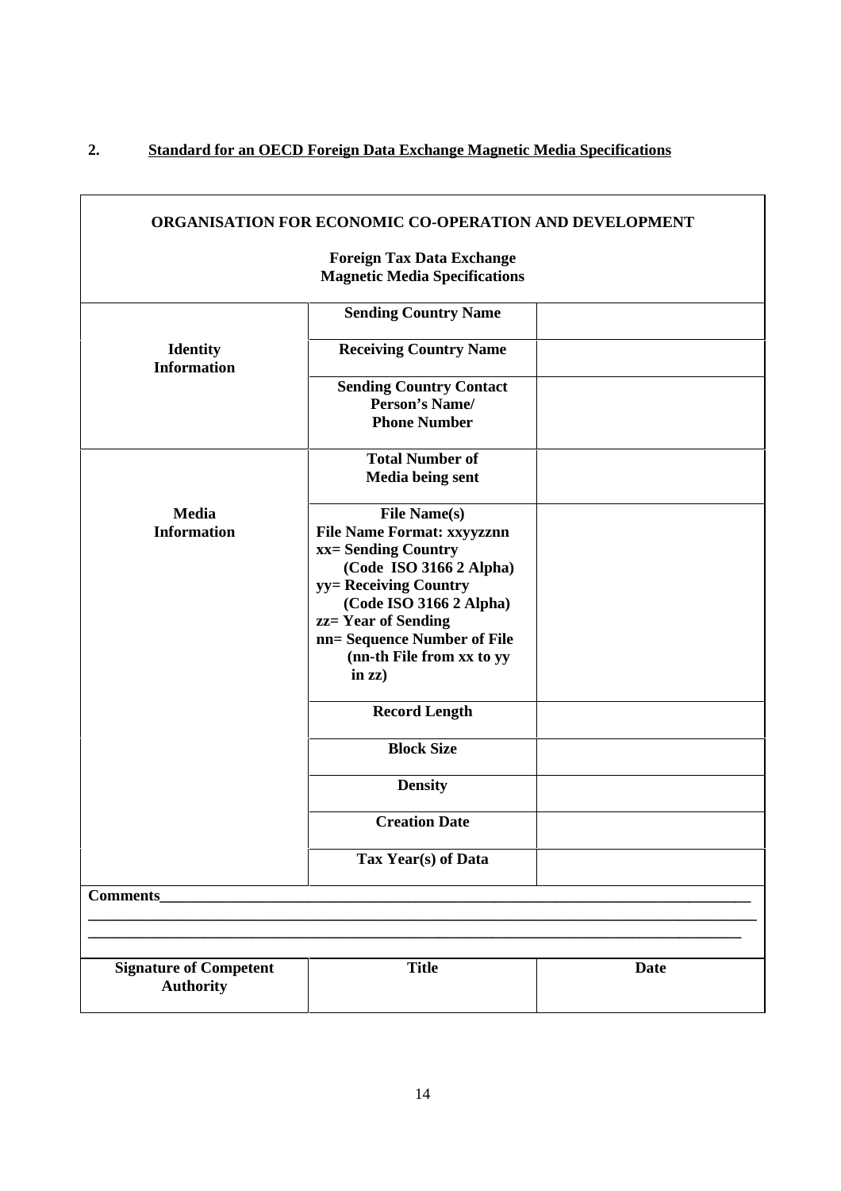## 2. Standard for an OECD Foreign Data Exchange Magnetic Media Specifications

**ORGANISATION FOR ECONOMIC CO-OPERATION AND DEVELOPMENT**

**Foreign Tax Data Exchange**
**Magnetic Media Specifications**

| | | |
|---|---|---|
| **Identity Information** | **Sending Country Name** | |
| | **Receiving Country Name** | |
| | **Sending Country Contact Person's Name/ Phone Number** | |
| **Media Information** | **Total Number of Media being sent** | |
| | **File Name(s)**<br>**File Name Format: xxyyzznn**<br>**xx= Sending Country (Code ISO 3166 2 Alpha)**<br>**yy= Receiving Country (Code ISO 3166 2 Alpha)**<br>**zz= Year of Sending**<br>**nn= Sequence Number of File (nn-th File from xx to yy in zz)** | |
| | **Record Length** | |
| | **Block Size** | |
| | **Density** | |
| | **Creation Date** | |
| | **Tax Year(s) of Data** | |

**Comments**\_\_\_\_\_\_\_\_\_\_\_\_\_\_\_\_\_\_\_\_\_\_\_\_\_\_\_\_\_\_\_\_\_\_\_\_\_\_\_\_\_\_\_\_\_\_\_\_\_\_\_\_\_\_\_\_\_\_\_\_\_\_\_\_\_\_\_\_\_\_

\_\_\_\_\_\_\_\_\_\_\_\_\_\_\_\_\_\_\_\_\_\_\_\_\_\_\_\_\_\_\_\_\_\_\_\_\_\_\_\_\_\_\_\_\_\_\_\_\_\_\_\_\_\_\_\_\_\_\_\_\_\_\_\_\_\_\_\_\_\_\_\_\_\_\_\_\_\_\_

\_\_\_\_\_\_\_\_\_\_\_\_\_\_\_\_\_\_\_\_\_\_\_\_\_\_\_\_\_\_\_\_\_\_\_\_\_\_\_\_\_\_\_\_\_\_\_\_\_\_\_\_\_\_\_\_\_\_\_\_\_\_\_\_\_\_\_\_\_\_\_\_\_\_\_\_\_\_\_

| **Signature of Competent Authority** | **Title** | **Date** |
|---|---|---|
| | | |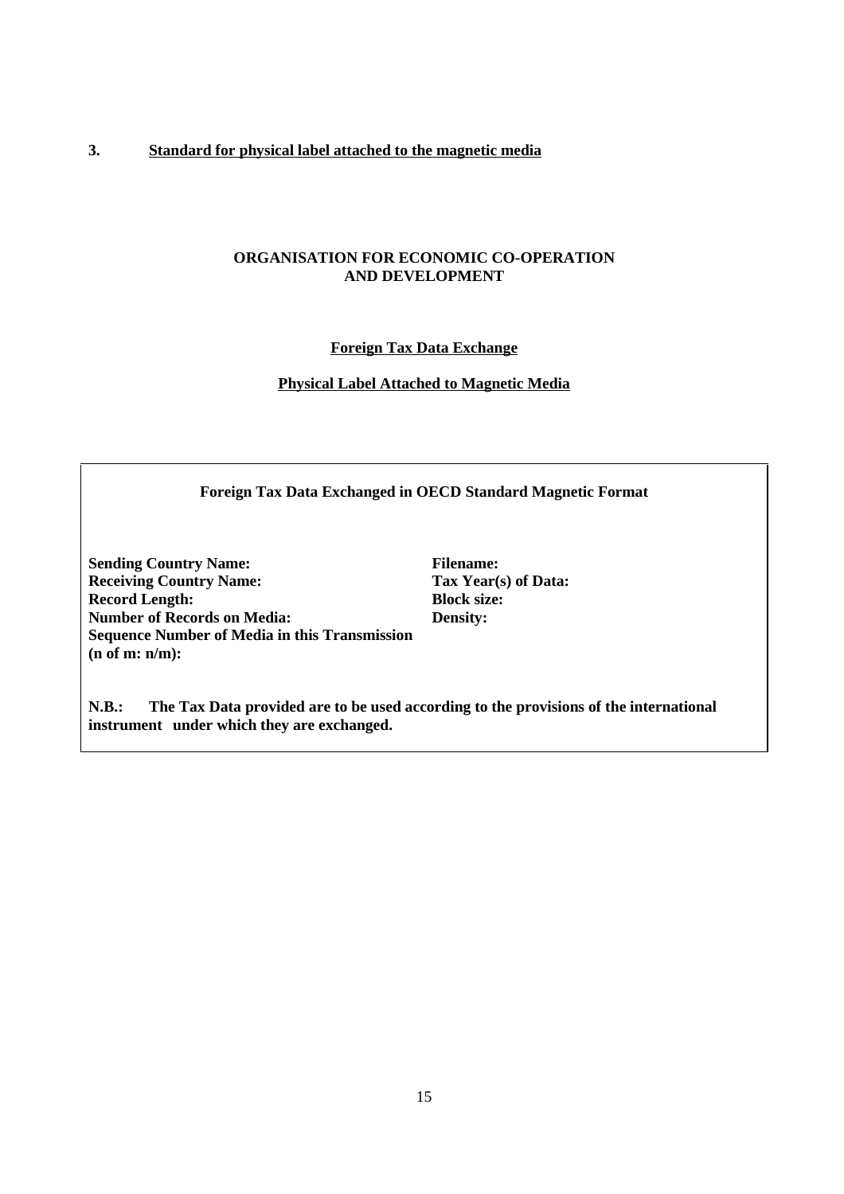## 3. Standard for physical label attached to the magnetic media

**ORGANISATION FOR ECONOMIC CO-OPERATION AND DEVELOPMENT**

**Foreign Tax Data Exchange**

**Physical Label Attached to Magnetic Media**

---

**Foreign Tax Data Exchanged in OECD Standard Magnetic Format**

**Sending Country Name:**
**Receiving Country Name:**
**Record Length:**
**Number of Records on Media:**
**Sequence Number of Media in this Transmission (n of m: n/m):**

**Filename:**
**Tax Year(s) of Data:**
**Block size:**
**Density:**

**N.B.: The Tax Data provided are to be used according to the provisions of the international instrument under which they are exchanged.**

---